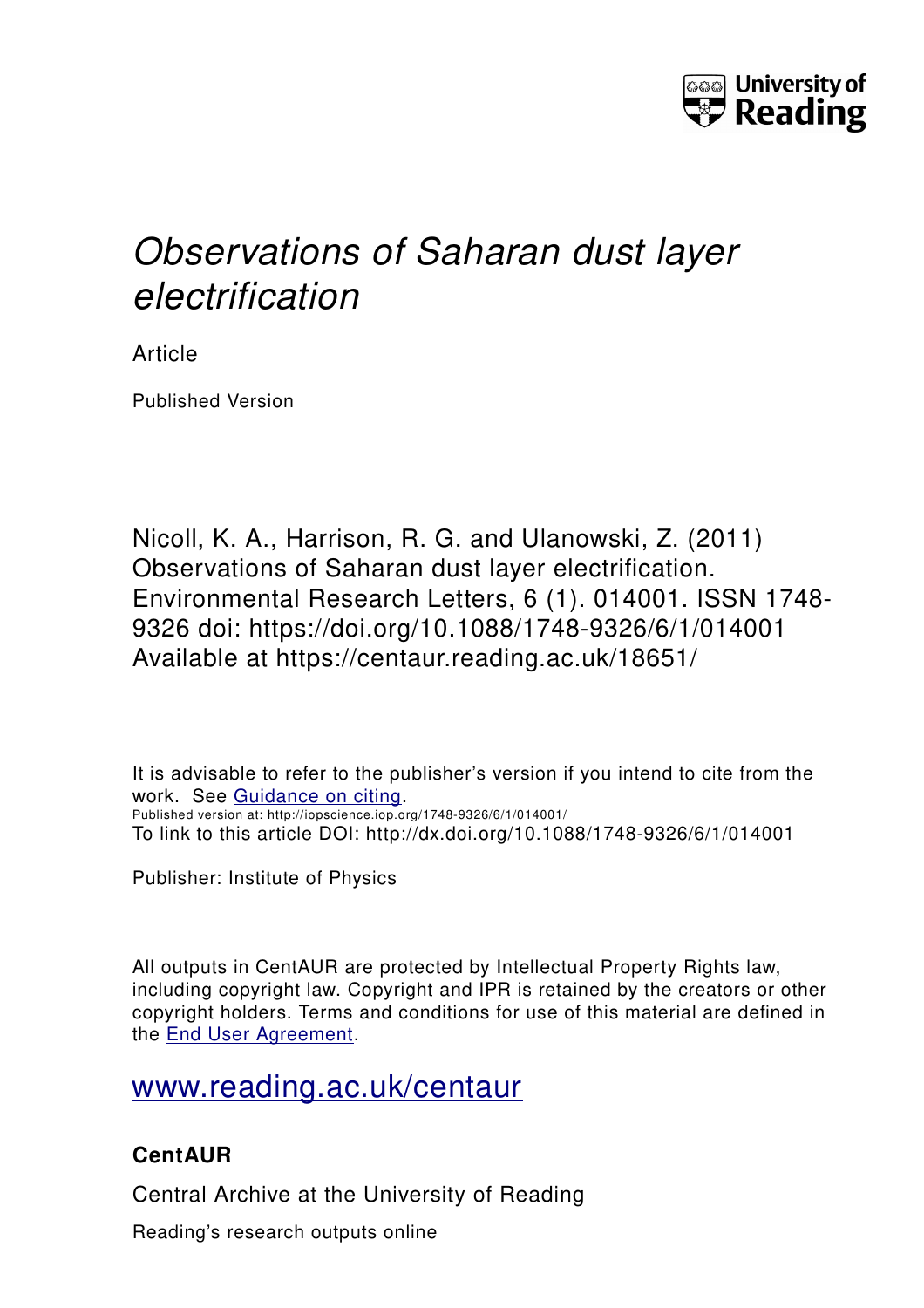# *Observations of Saharan dust layer electrification*

Article

Published Version

Nicoll, K. A., Harrison, R. G. and Ulanowski, Z. (2011) Observations of Saharan dust layer electrification. Environmental Research Letters, 6 (1). 014001. ISSN 1748-9326 doi: https://doi.org/10.1088/1748-9326/6/1/014001 Available at https://centaur.reading.ac.uk/18651/

It is advisable to refer to the publisher's version if you intend to cite from the work. See Guidance on citing.

Published version at: http://iopscience.iop.org/1748-9326/6/1/014001/

To link to this article DOI: http://dx.doi.org/10.1088/1748-9326/6/1/014001

Publisher: Institute of Physics

All outputs in CentAUR are protected by Intellectual Property Rights law, including copyright law. Copyright and IPR is retained by the creators or other copyright holders. Terms and conditions for use of this material are defined in the End User Agreement.

www.reading.ac.uk/centaur

**CentAUR**

Central Archive at the University of Reading

Reading's research outputs online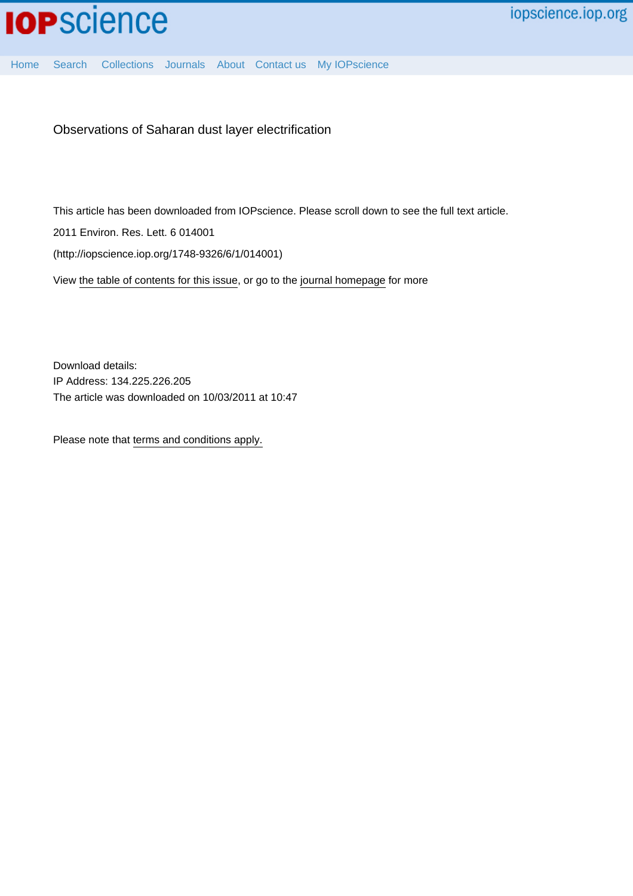iopscience.iop.org

Home Search Collections Journals About Contact us My IOPscience

# Observations of Saharan dust layer electrification

This article has been downloaded from IOPscience. Please scroll down to see the full text article.

2011 Environ. Res. Lett. 6 014001

(http://iopscience.iop.org/1748-9326/6/1/014001)

View the table of contents for this issue, or go to the journal homepage for more

Download details:
IP Address: 134.225.226.205
The article was downloaded on 10/03/2011 at 10:47

Please note that terms and conditions apply.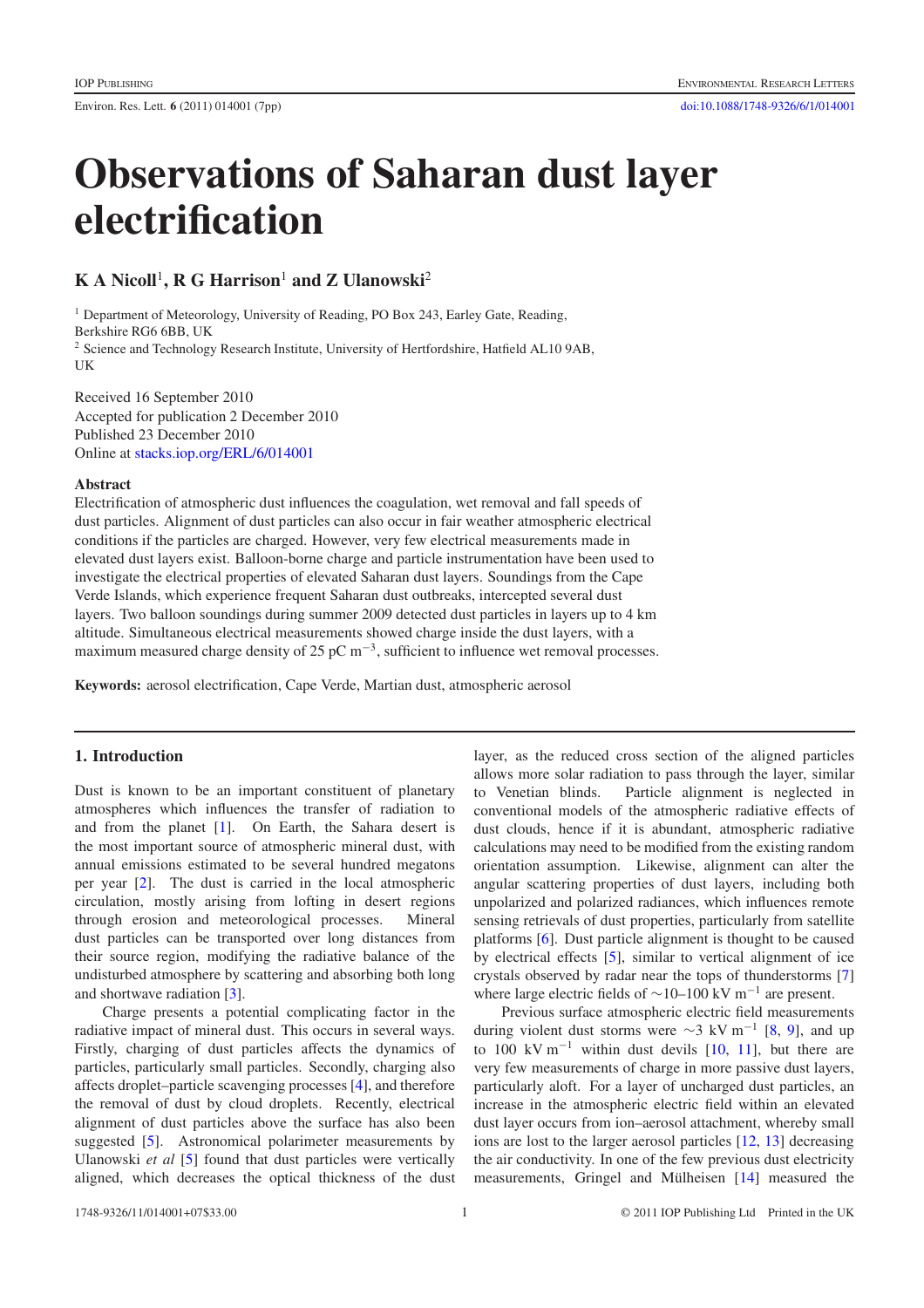# Observations of Saharan dust layer electrification

## K A Nicoll[1], R G Harrison[1] and Z Ulanowski[2]

[1] Department of Meteorology, University of Reading, PO Box 243, Earley Gate, Reading, Berkshire RG6 6BB, UK

[2] Science and Technology Research Institute, University of Hertfordshire, Hatfield AL10 9AB, UK

Received 16 September 2010
Accepted for publication 2 December 2010
Published 23 December 2010
Online at stacks.iop.org/ERL/6/014001

### Abstract

Electrification of atmospheric dust influences the coagulation, wet removal and fall speeds of dust particles. Alignment of dust particles can also occur in fair weather atmospheric electrical conditions if the particles are charged. However, very few electrical measurements made in elevated dust layers exist. Balloon-borne charge and particle instrumentation have been used to investigate the electrical properties of elevated Saharan dust layers. Soundings from the Cape Verde Islands, which experience frequent Saharan dust outbreaks, intercepted several dust layers. Two balloon soundings during summer 2009 detected dust particles in layers up to 4 km altitude. Simultaneous electrical measurements showed charge inside the dust layers, with a maximum measured charge density of 25 pC $\mathrm{m^{-3}}$, sufficient to influence wet removal processes.

**Keywords:** aerosol electrification, Cape Verde, Martian dust, atmospheric aerosol

## 1. Introduction

Dust is known to be an important constituent of planetary atmospheres which influences the transfer of radiation to and from the planet [1]. On Earth, the Sahara desert is the most important source of atmospheric mineral dust, with annual emissions estimated to be several hundred megatons per year [2]. The dust is carried in the local atmospheric circulation, mostly arising from lofting in desert regions through erosion and meteorological processes. Mineral dust particles can be transported over long distances from their source region, modifying the radiative balance of the undisturbed atmosphere by scattering and absorbing both long and shortwave radiation [3].

Charge presents a potential complicating factor in the radiative impact of mineral dust. This occurs in several ways. Firstly, charging of dust particles affects the dynamics of particles, particularly small particles. Secondly, charging also affects droplet–particle scavenging processes [4], and therefore the removal of dust by cloud droplets. Recently, electrical alignment of dust particles above the surface has also been suggested [5]. Astronomical polarimeter measurements by Ulanowski *et al* [5] found that dust particles were vertically aligned, which decreases the optical thickness of the dust layer, as the reduced cross section of the aligned particles allows more solar radiation to pass through the layer, similar to Venetian blinds. Particle alignment is neglected in conventional models of the atmospheric radiative effects of dust clouds, hence if it is abundant, atmospheric radiative calculations may need to be modified from the existing random orientation assumption. Likewise, alignment can alter the angular scattering properties of dust layers, including both unpolarized and polarized radiances, which influences remote sensing retrievals of dust properties, particularly from satellite platforms [6]. Dust particle alignment is thought to be caused by electrical effects [5], similar to vertical alignment of ice crystals observed by radar near the tops of thunderstorms [7] where large electric fields of ∼10–100 kV $\mathrm{m^{-1}}$ are present.

Previous surface atmospheric electric field measurements during violent dust storms were ∼3 kV $\mathrm{m^{-1}}$ [8, 9], and up to 100 kV $\mathrm{m^{-1}}$ within dust devils [10, 11], but there are very few measurements of charge in more passive dust layers, particularly aloft. For a layer of uncharged dust particles, an increase in the atmospheric electric field within an elevated dust layer occurs from ion–aerosol attachment, whereby small ions are lost to the larger aerosol particles [12, 13] decreasing the air conductivity. In one of the few previous dust electricity measurements, Gringel and Mülheisen [14] measured the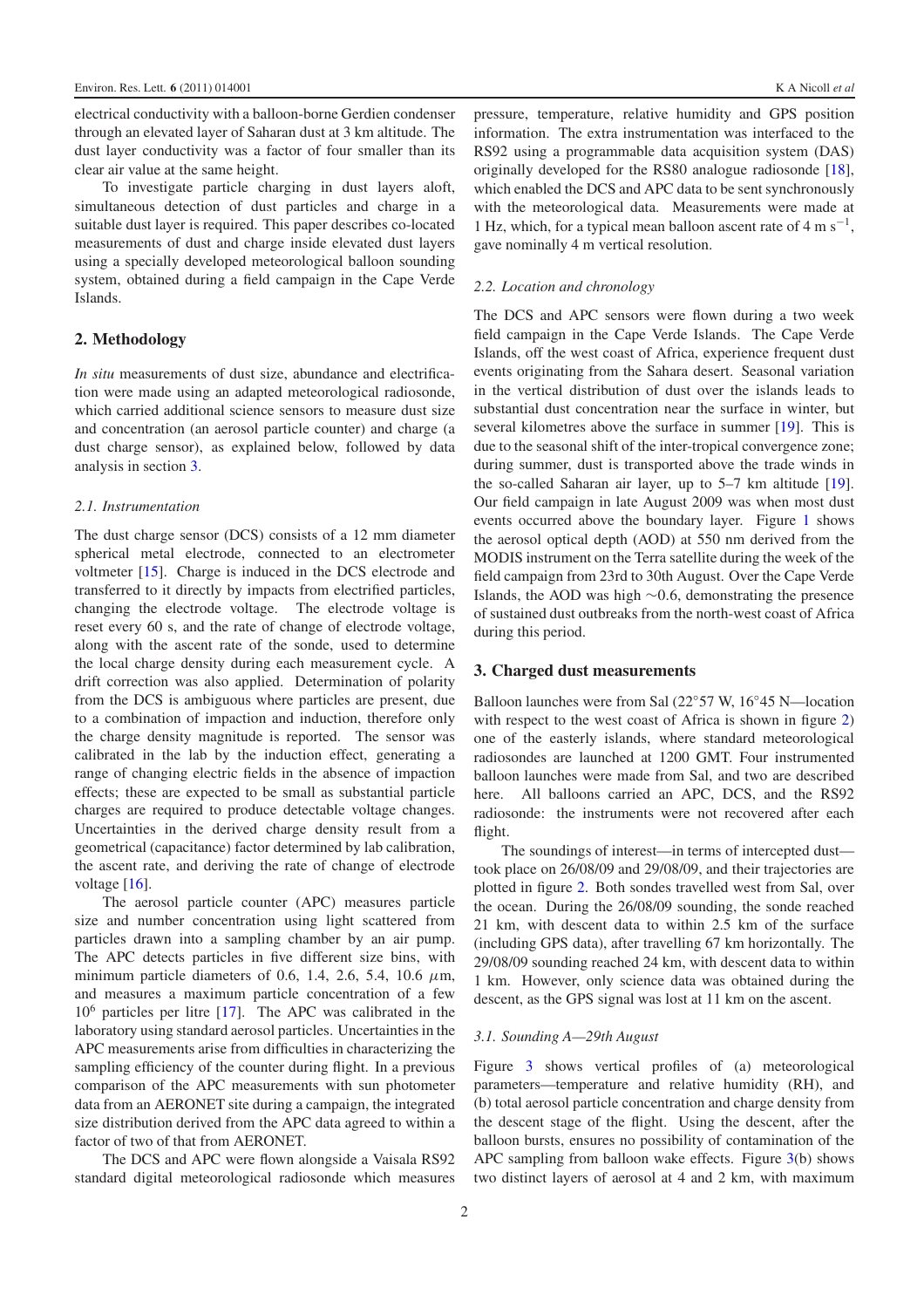electrical conductivity with a balloon-borne Gerdien condenser through an elevated layer of Saharan dust at 3 km altitude. The dust layer conductivity was a factor of four smaller than its clear air value at the same height.

To investigate particle charging in dust layers aloft, simultaneous detection of dust particles and charge in a suitable dust layer is required. This paper describes co-located measurements of dust and charge inside elevated dust layers using a specially developed meteorological balloon sounding system, obtained during a field campaign in the Cape Verde Islands.

## 2. Methodology

*In situ* measurements of dust size, abundance and electrification were made using an adapted meteorological radiosonde, which carried additional science sensors to measure dust size and concentration (an aerosol particle counter) and charge (a dust charge sensor), as explained below, followed by data analysis in section 3.

### 2.1. Instrumentation

The dust charge sensor (DCS) consists of a 12 mm diameter spherical metal electrode, connected to an electrometer voltmeter [15]. Charge is induced in the DCS electrode and transferred to it directly by impacts from electrified particles, changing the electrode voltage. The electrode voltage is reset every 60 s, and the rate of change of electrode voltage, along with the ascent rate of the sonde, used to determine the local charge density during each measurement cycle. A drift correction was also applied. Determination of polarity from the DCS is ambiguous where particles are present, due to a combination of impaction and induction, therefore only the charge density magnitude is reported. The sensor was calibrated in the lab by the induction effect, generating a range of changing electric fields in the absence of impaction effects; these are expected to be small as substantial particle charges are required to produce detectable voltage changes. Uncertainties in the derived charge density result from a geometrical (capacitance) factor determined by lab calibration, the ascent rate, and deriving the rate of change of electrode voltage [16].

The aerosol particle counter (APC) measures particle size and number concentration using light scattered from particles drawn into a sampling chamber by an air pump. The APC detects particles in five different size bins, with minimum particle diameters of 0.6, 1.4, 2.6, 5.4, 10.6 $\mu$m, and measures a maximum particle concentration of a few $10^6$ particles per litre [17]. The APC was calibrated in the laboratory using standard aerosol particles. Uncertainties in the APC measurements arise from difficulties in characterizing the sampling efficiency of the counter during flight. In a previous comparison of the APC measurements with sun photometer data from an AERONET site during a campaign, the integrated size distribution derived from the APC data agreed to within a factor of two of that from AERONET.

The DCS and APC were flown alongside a Vaisala RS92 standard digital meteorological radiosonde which measures pressure, temperature, relative humidity and GPS position information. The extra instrumentation was interfaced to the RS92 using a programmable data acquisition system (DAS) originally developed for the RS80 analogue radiosonde [18], which enabled the DCS and APC data to be sent synchronously with the meteorological data. Measurements were made at 1 Hz, which, for a typical mean balloon ascent rate of 4 m s$^{-1}$, gave nominally 4 m vertical resolution.

### 2.2. Location and chronology

The DCS and APC sensors were flown during a two week field campaign in the Cape Verde Islands. The Cape Verde Islands, off the west coast of Africa, experience frequent dust events originating from the Sahara desert. Seasonal variation in the vertical distribution of dust over the islands leads to substantial dust concentration near the surface in winter, but several kilometres above the surface in summer [19]. This is due to the seasonal shift of the inter-tropical convergence zone; during summer, dust is transported above the trade winds in the so-called Saharan air layer, up to 5–7 km altitude [19]. Our field campaign in late August 2009 was when most dust events occurred above the boundary layer. Figure 1 shows the aerosol optical depth (AOD) at 550 nm derived from the MODIS instrument on the Terra satellite during the week of the field campaign from 23rd to 30th August. Over the Cape Verde Islands, the AOD was high ~0.6, demonstrating the presence of sustained dust outbreaks from the north-west coast of Africa during this period.

## 3. Charged dust measurements

Balloon launches were from Sal (22°57 W, 16°45 N—location with respect to the west coast of Africa is shown in figure 2) one of the easterly islands, where standard meteorological radiosondes are launched at 1200 GMT. Four instrumented balloon launches were made from Sal, and two are described here. All balloons carried an APC, DCS, and the RS92 radiosonde: the instruments were not recovered after each flight.

The soundings of interest—in terms of intercepted dust—took place on 26/08/09 and 29/08/09, and their trajectories are plotted in figure 2. Both sondes travelled west from Sal, over the ocean. During the 26/08/09 sounding, the sonde reached 21 km, with descent data to within 2.5 km of the surface (including GPS data), after travelling 67 km horizontally. The 29/08/09 sounding reached 24 km, with descent data to within 1 km. However, only science data was obtained during the descent, as the GPS signal was lost at 11 km on the ascent.

### 3.1. Sounding A—29th August

Figure 3 shows vertical profiles of (a) meteorological parameters—temperature and relative humidity (RH), and (b) total aerosol particle concentration and charge density from the descent stage of the flight. Using the descent, after the balloon bursts, ensures no possibility of contamination of the APC sampling from balloon wake effects. Figure 3(b) shows two distinct layers of aerosol at 4 and 2 km, with maximum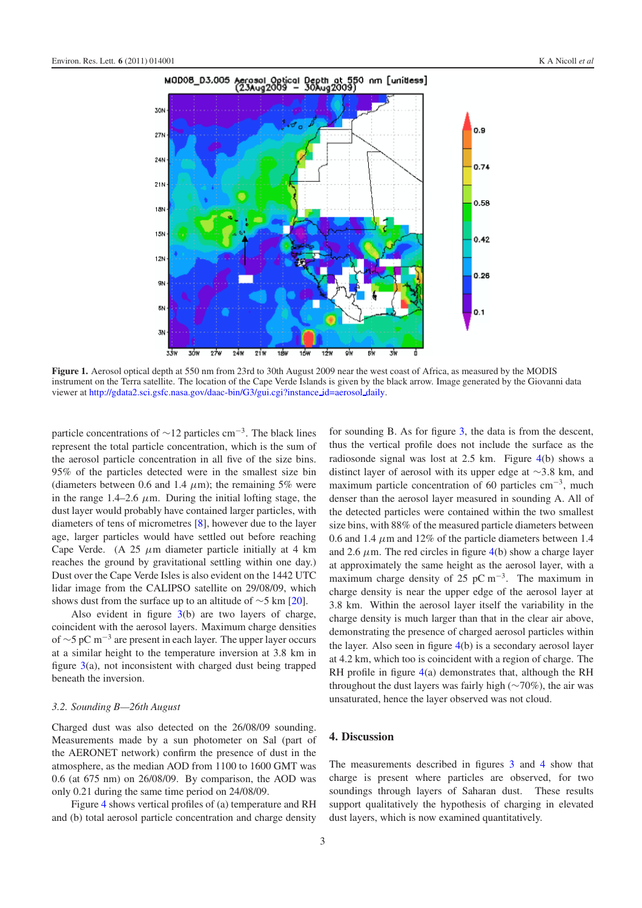**Figure 1.** Aerosol optical depth at 550 nm from 23rd to 30th August 2009 near the west coast of Africa, as measured by the MODIS instrument on the Terra satellite. The location of the Cape Verde Islands is given by the black arrow. Image generated by the Giovanni data viewer at http://gdata2.sci.gsfc.nasa.gov/daac-bin/G3/gui.cgi?instance_id=aerosol_daily.

particle concentrations of $\sim$12 particles cm$^{-3}$. The black lines represent the total particle concentration, which is the sum of the aerosol particle concentration in all five of the size bins. 95% of the particles detected were in the smallest size bin (diameters between 0.6 and 1.4 $\mu$m); the remaining 5% were in the range 1.4–2.6 $\mu$m. During the initial lofting stage, the dust layer would probably have contained larger particles, with diameters of tens of micrometres [8], however due to the layer age, larger particles would have settled out before reaching Cape Verde. (A 25 $\mu$m diameter particle initially at 4 km reaches the ground by gravitational settling within one day.) Dust over the Cape Verde Isles is also evident on the 1442 UTC lidar image from the CALIPSO satellite on 29/08/09, which shows dust from the surface up to an altitude of $\sim$5 km [20].

Also evident in figure 3(b) are two layers of charge, coincident with the aerosol layers. Maximum charge densities of $\sim$5 pC m$^{-3}$ are present in each layer. The upper layer occurs at a similar height to the temperature inversion at 3.8 km in figure 3(a), not inconsistent with charged dust being trapped beneath the inversion.

### 3.2. Sounding B—26th August

Charged dust was also detected on the 26/08/09 sounding. Measurements made by a sun photometer on Sal (part of the AERONET network) confirm the presence of dust in the atmosphere, as the median AOD from 1100 to 1600 GMT was 0.6 (at 675 nm) on 26/08/09. By comparison, the AOD was only 0.21 during the same time period on 24/08/09.

Figure 4 shows vertical profiles of (a) temperature and RH and (b) total aerosol particle concentration and charge density for sounding B. As for figure 3, the data is from the descent, thus the vertical profile does not include the surface as the radiosonde signal was lost at 2.5 km. Figure 4(b) shows a distinct layer of aerosol with its upper edge at $\sim$3.8 km, and maximum particle concentration of 60 particles cm$^{-3}$, much denser than the aerosol layer measured in sounding A. All of the detected particles were contained within the two smallest size bins, with 88% of the measured particle diameters between 0.6 and 1.4 $\mu$m and 12% of the particle diameters between 1.4 and 2.6 $\mu$m. The red circles in figure 4(b) show a charge layer at approximately the same height as the aerosol layer, with a maximum charge density of 25 pC m$^{-3}$. The maximum in charge density is near the upper edge of the aerosol layer at 3.8 km. Within the aerosol layer itself the variability in the charge density is much larger than that in the clear air above, demonstrating the presence of charged aerosol particles within the layer. Also seen in figure 4(b) is a secondary aerosol layer at 4.2 km, which too is coincident with a region of charge. The RH profile in figure 4(a) demonstrates that, although the RH throughout the dust layers was fairly high ($\sim$70%), the air was unsaturated, hence the layer observed was not cloud.

## 4. Discussion

The measurements described in figures 3 and 4 show that charge is present where particles are observed, for two soundings through layers of Saharan dust. These results support qualitatively the hypothesis of charging in elevated dust layers, which is now examined quantitatively.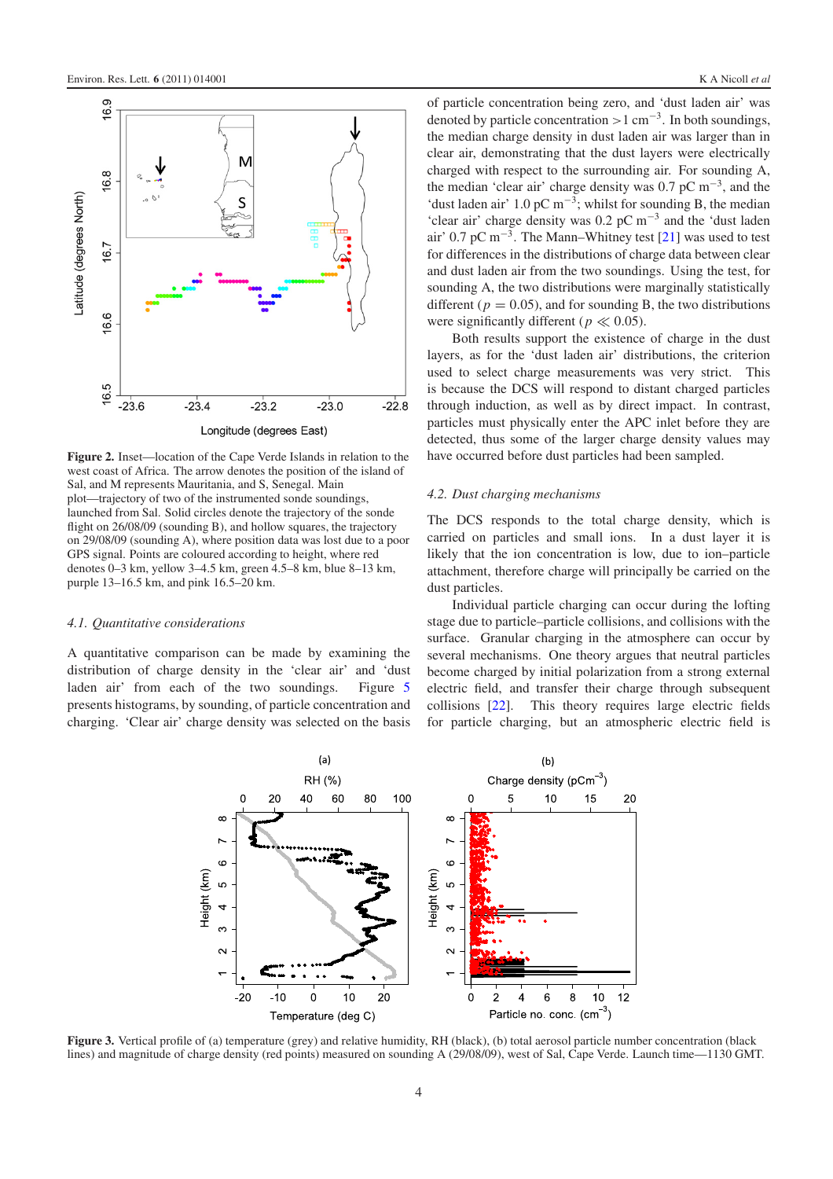Figure 2. Inset—location of the Cape Verde Islands in relation to the west coast of Africa. The arrow denotes the position of the island of Sal, and M represents Mauritania, and S, Senegal. Main plot—trajectory of two of the instrumented sonde soundings, launched from Sal. Solid circles denote the trajectory of the sonde flight on 26/08/09 (sounding B), and hollow squares, the trajectory on 29/08/09 (sounding A), where position data was lost due to a poor GPS signal. Points are coloured according to height, where red denotes 0–3 km, yellow 3–4.5 km, green 4.5–8 km, blue 8–13 km, purple 13–16.5 km, and pink 16.5–20 km.

### 4.1. Quantitative considerations

A quantitative comparison can be made by examining the distribution of charge density in the 'clear air' and 'dust laden air' from each of the two soundings. Figure 5 presents histograms, by sounding, of particle concentration and charging. 'Clear air' charge density was selected on the basis of particle concentration being zero, and 'dust laden air' was denoted by particle concentration $>1\ \mathrm{cm^{-3}}$. In both soundings, the median charge density in dust laden air was larger than in clear air, demonstrating that the dust layers were electrically charged with respect to the surrounding air. For sounding A, the median 'clear air' charge density was 0.7 pC $\mathrm{m^{-3}}$, and the 'dust laden air' 1.0 pC $\mathrm{m^{-3}}$; whilst for sounding B, the median 'clear air' charge density was 0.2 pC $\mathrm{m^{-3}}$ and the 'dust laden air' 0.7 pC $\mathrm{m^{-3}}$. The Mann–Whitney test [21] was used to test for differences in the distributions of charge data between clear and dust laden air from the two soundings. Using the test, for sounding A, the two distributions were marginally statistically different ($p = 0.05$), and for sounding B, the two distributions were significantly different ($p \ll 0.05$).

Both results support the existence of charge in the dust layers, as for the 'dust laden air' distributions, the criterion used to select charge measurements was very strict. This is because the DCS will respond to distant charged particles through induction, as well as by direct impact. In contrast, particles must physically enter the APC inlet before they are detected, thus some of the larger charge density values may have occurred before dust particles had been sampled.

### 4.2. Dust charging mechanisms

The DCS responds to the total charge density, which is carried on particles and small ions. In a dust layer it is likely that the ion concentration is low, due to ion–particle attachment, therefore charge will principally be carried on the dust particles.

Individual particle charging can occur during the lofting stage due to particle–particle collisions, and collisions with the surface. Granular charging in the atmosphere can occur by several mechanisms. One theory argues that neutral particles become charged by initial polarization from a strong external electric field, and transfer their charge through subsequent collisions [22]. This theory requires large electric fields for particle charging, but an atmospheric electric field is

Figure 3. Vertical profile of (a) temperature (grey) and relative humidity, RH (black), (b) total aerosol particle number concentration (black lines) and magnitude of charge density (red points) measured on sounding A (29/08/09), west of Sal, Cape Verde. Launch time—1130 GMT.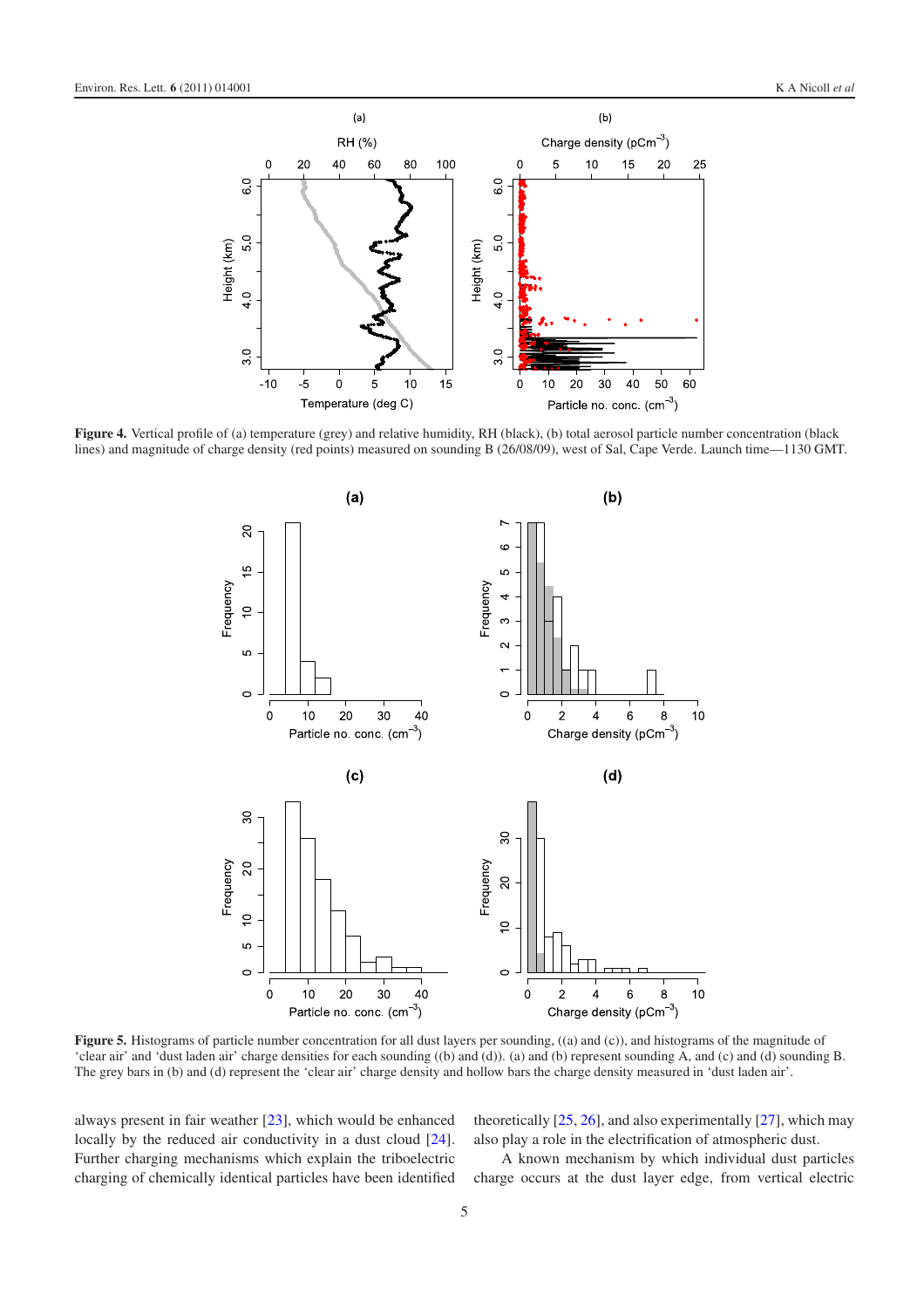**Figure 4.** Vertical profile of (a) temperature (grey) and relative humidity, RH (black), (b) total aerosol particle number concentration (black lines) and magnitude of charge density (red points) measured on sounding B (26/08/09), west of Sal, Cape Verde. Launch time—1130 GMT.

**Figure 5.** Histograms of particle number concentration for all dust layers per sounding, ((a) and (c)), and histograms of the magnitude of 'clear air' and 'dust laden air' charge densities for each sounding ((b) and (d)). (a) and (b) represent sounding A, and (c) and (d) sounding B. The grey bars in (b) and (d) represent the 'clear air' charge density and hollow bars the charge density measured in 'dust laden air'.

always present in fair weather [23], which would be enhanced locally by the reduced air conductivity in a dust cloud [24]. Further charging mechanisms which explain the triboelectric charging of chemically identical particles have been identified theoretically [25, 26], and also experimentally [27], which may also play a role in the electrification of atmospheric dust.

A known mechanism by which individual dust particles charge occurs at the dust layer edge, from vertical electric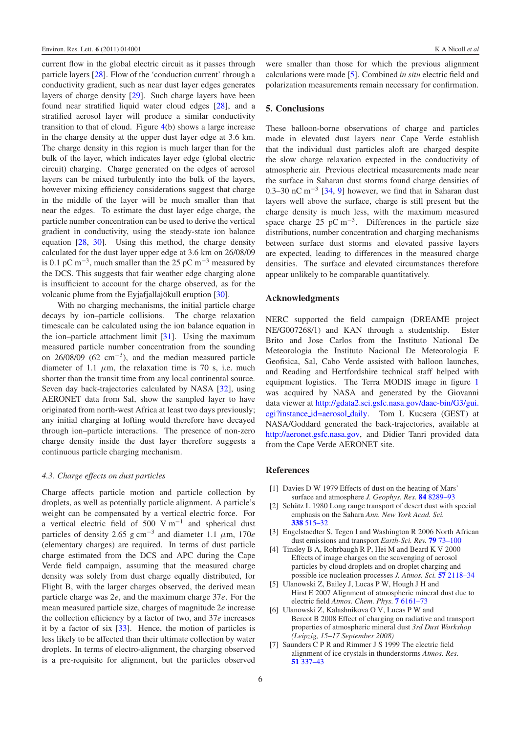current flow in the global electric circuit as it passes through particle layers [28]. Flow of the 'conduction current' through a conductivity gradient, such as near dust layer edges generates layers of charge density [29]. Such charge layers have been found near stratified liquid water cloud edges [28], and a stratified aerosol layer will produce a similar conductivity transition to that of cloud. Figure 4(b) shows a large increase in the charge density at the upper dust layer edge at 3.6 km. The charge density in this region is much larger than for the bulk of the layer, which indicates layer edge (global electric circuit) charging. Charge generated on the edges of aerosol layers can be mixed turbulently into the bulk of the layers, however mixing efficiency considerations suggest that charge in the middle of the layer will be much smaller than that near the edges. To estimate the dust layer edge charge, the particle number concentration can be used to derive the vertical gradient in conductivity, using the steady-state ion balance equation [28, 30]. Using this method, the charge density calculated for the dust layer upper edge at 3.6 km on 26/08/09 is 0.1 pC $m^{-3}$, much smaller than the 25 pC $m^{-3}$ measured by the DCS. This suggests that fair weather edge charging alone is insufficient to account for the charge observed, as for the volcanic plume from the Eyjafjallajökull eruption [30].

With no charging mechanisms, the initial particle charge decays by ion–particle collisions. The charge relaxation timescale can be calculated using the ion balance equation in the ion–particle attachment limit [31]. Using the maximum measured particle number concentration from the sounding on 26/08/09 (62 $cm^{-3}$), and the median measured particle diameter of 1.1 $\mu$m, the relaxation time is 70 s, i.e. much shorter than the transit time from any local continental source. Seven day back-trajectories calculated by NASA [32], using AERONET data from Sal, show the sampled layer to have originated from north-west Africa at least two days previously; any initial charging at lofting would therefore have decayed through ion–particle interactions. The presence of non-zero charge density inside the dust layer therefore suggests a continuous particle charging mechanism.

### 4.3. Charge effects on dust particles

Charge affects particle motion and particle collection by droplets, as well as potentially particle alignment. A particle's weight can be compensated by a vertical electric force. For a vertical electric field of 500 V $m^{-1}$ and spherical dust particles of density 2.65 g $cm^{-3}$ and diameter 1.1 $\mu$m, 170$e$ (elementary charges) are required. In terms of dust particle charge estimated from the DCS and APC during the Cape Verde field campaign, assuming that the measured charge density was solely from dust charge equally distributed, for Flight B, with the larger charges observed, the derived mean particle charge was 2$e$, and the maximum charge 37$e$. For the mean measured particle size, charges of magnitude 2$e$ increase the collection efficiency by a factor of two, and 37$e$ increases it by a factor of six [33]. Hence, the motion of particles is less likely to be affected than their ultimate collection by water droplets. In terms of electro-alignment, the charging observed is a pre-requisite for alignment, but the particles observed were smaller than those for which the previous alignment calculations were made [5]. Combined *in situ* electric field and polarization measurements remain necessary for confirmation.

## 5. Conclusions

These balloon-borne observations of charge and particles made in elevated dust layers near Cape Verde establish that the individual dust particles aloft are charged despite the slow charge relaxation expected in the conductivity of atmospheric air. Previous electrical measurements made near the surface in Saharan dust storms found charge densities of 0.3–30 nC $m^{-3}$ [34, 9] however, we find that in Saharan dust layers well above the surface, charge is still present but the charge density is much less, with the maximum measured space charge 25 pC $m^{-3}$. Differences in the particle size distributions, number concentration and charging mechanisms between surface dust storms and elevated passive layers are expected, leading to differences in the measured charge densities. The surface and elevated circumstances therefore appear unlikely to be comparable quantitatively.

## Acknowledgments

NERC supported the field campaign (DREAME project NE/G007268/1) and KAN through a studentship. Ester Brito and Jose Carlos from the Instituto National De Meteorologia the Instituto Nacional De Meteorologia E Geofisica, Sal, Cabo Verde assisted with balloon launches, and Reading and Hertfordshire technical staff helped with equipment logistics. The Terra MODIS image in figure 1 was acquired by NASA and generated by the Giovanni data viewer at http://gdata2.sci.gsfc.nasa.gov/daac-bin/G3/gui.cgi?instance_id=aerosol_daily. Tom L Kucsera (GEST) at NASA/Goddard generated the back-trajectories, available at http://aeronet.gsfc.nasa.gov, and Didier Tanri provided data from the Cape Verde AERONET site.

## References

[1] Davies D W 1979 Effects of dust on the heating of Mars' surface and atmosphere *J. Geophys. Res.* **84** 8289–93

[2] Schütz L 1980 Long range transport of desert dust with special emphasis on the Sahara *Ann. New York Acad. Sci.* **338** 515–32

[3] Engelstaedter S, Tegen I and Washington R 2006 North African dust emissions and transport *Earth-Sci. Rev.* **79** 73–100

[4] Tinsley B A, Rohrbaugh R P, Hei M and Beard K V 2000 Effects of image charges on the scavenging of aerosol particles by cloud droplets and on droplet charging and possible ice nucleation processes *J. Atmos. Sci.* **57** 2118–34

[5] Ulanowski Z, Bailey J, Lucas P W, Hough J H and Hirst E 2007 Alignment of atmospheric mineral dust due to electric field *Atmos. Chem. Phys.* **7** 6161–73

[6] Ulanowski Z, Kalashnikova O V, Lucas P W and Bercot B 2008 Effect of charging on radiative and transport properties of atmospheric mineral dust *3rd Dust Workshop (Leipzig, 15–17 September 2008)*

[7] Saunders C P R and Rimmer J S 1999 The electric field alignment of ice crystals in thunderstorms *Atmos. Res.* **51** 337–43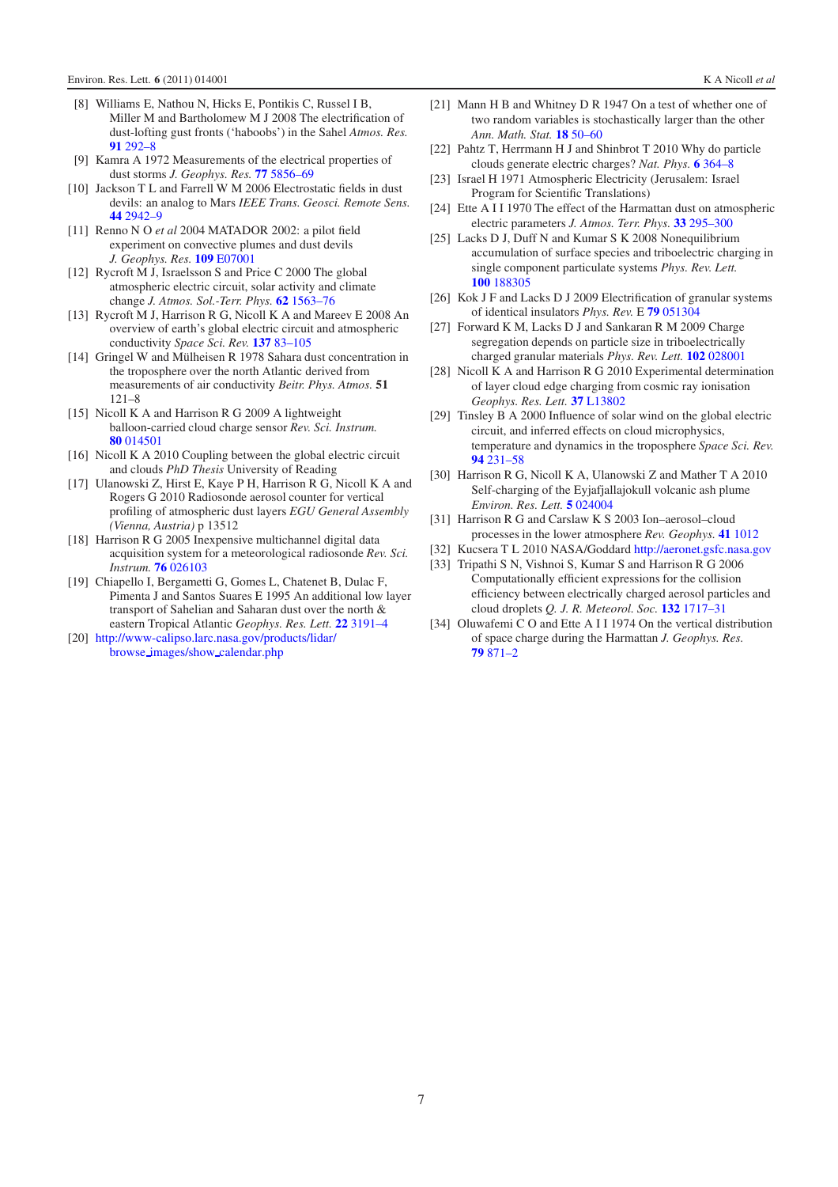[8] Williams E, Nathou N, Hicks E, Pontikis C, Russel I B, Miller M and Bartholomew M J 2008 The electrification of dust-lofting gust fronts ('haboobs') in the Sahel *Atmos. Res.* **91** 292–8

[9] Kamra A 1972 Measurements of the electrical properties of dust storms *J. Geophys. Res.* **77** 5856–69

[10] Jackson T L and Farrell W M 2006 Electrostatic fields in dust devils: an analog to Mars *IEEE Trans. Geosci. Remote Sens.* **44** 2942–9

[11] Renno N O *et al* 2004 MATADOR 2002: a pilot field experiment on convective plumes and dust devils *J. Geophys. Res.* **109** E07001

[12] Rycroft M J, Israelsson S and Price C 2000 The global atmospheric electric circuit, solar activity and climate change *J. Atmos. Sol.-Terr. Phys.* **62** 1563–76

[13] Rycroft M J, Harrison R G, Nicoll K A and Mareev E 2008 An overview of earth's global electric circuit and atmospheric conductivity *Space Sci. Rev.* **137** 83–105

[14] Gringel W and Mülheisen R 1978 Sahara dust concentration in the troposphere over the north Atlantic derived from measurements of air conductivity *Beitr. Phys. Atmos.* **51** 121–8

[15] Nicoll K A and Harrison R G 2009 A lightweight balloon-carried cloud charge sensor *Rev. Sci. Instrum.* **80** 014501

[16] Nicoll K A 2010 Coupling between the global electric circuit and clouds *PhD Thesis* University of Reading

[17] Ulanowski Z, Hirst E, Kaye P H, Harrison R G, Nicoll K A and Rogers G 2010 Radiosonde aerosol counter for vertical profiling of atmospheric dust layers *EGU General Assembly (Vienna, Austria)* p 13512

[18] Harrison R G 2005 Inexpensive multichannel digital data acquisition system for a meteorological radiosonde *Rev. Sci. Instrum.* **76** 026103

[19] Chiapello I, Bergametti G, Gomes L, Chatenet B, Dulac F, Pimenta J and Santos Suares E 1995 An additional low layer transport of Sahelian and Saharan dust over the north & eastern Tropical Atlantic *Geophys. Res. Lett.* **22** 3191–4

[20] http://www-calipso.larc.nasa.gov/products/lidar/browse_images/show_calendar.php

[21] Mann H B and Whitney D R 1947 On a test of whether one of two random variables is stochastically larger than the other *Ann. Math. Stat.* **18** 50–60

[22] Pahtz T, Herrmann H J and Shinbrot T 2010 Why do particle clouds generate electric charges? *Nat. Phys.* **6** 364–8

[23] Israel H 1971 Atmospheric Electricity (Jerusalem: Israel Program for Scientific Translations)

[24] Ette A I I 1970 The effect of the Harmattan dust on atmospheric electric parameters *J. Atmos. Terr. Phys.* **33** 295–300

[25] Lacks D J, Duff N and Kumar S K 2008 Nonequilibrium accumulation of surface species and triboelectric charging in single component particulate systems *Phys. Rev. Lett.* **100** 188305

[26] Kok J F and Lacks D J 2009 Electrification of granular systems of identical insulators *Phys. Rev.* E **79** 051304

[27] Forward K M, Lacks D J and Sankaran R M 2009 Charge segregation depends on particle size in triboelectrically charged granular materials *Phys. Rev. Lett.* **102** 028001

[28] Nicoll K A and Harrison R G 2010 Experimental determination of layer cloud edge charging from cosmic ray ionisation *Geophys. Res. Lett.* **37** L13802

[29] Tinsley B A 2000 Influence of solar wind on the global electric circuit, and inferred effects on cloud microphysics, temperature and dynamics in the troposphere *Space Sci. Rev.* **94** 231–58

[30] Harrison R G, Nicoll K A, Ulanowski Z and Mather T A 2010 Self-charging of the Eyjafjallajokull volcanic ash plume *Environ. Res. Lett.* **5** 024004

[31] Harrison R G and Carslaw K S 2003 Ion–aerosol–cloud processes in the lower atmosphere *Rev. Geophys.* **41** 1012

[32] Kucsera T L 2010 NASA/Goddard http://aeronet.gsfc.nasa.gov

[33] Tripathi S N, Vishnoi S, Kumar S and Harrison R G 2006 Computationally efficient expressions for the collision efficiency between electrically charged aerosol particles and cloud droplets *Q. J. R. Meteorol. Soc.* **132** 1717–31

[34] Oluwafemi C O and Ette A I I 1974 On the vertical distribution of space charge during the Harmattan *J. Geophys. Res.* **79** 871–2